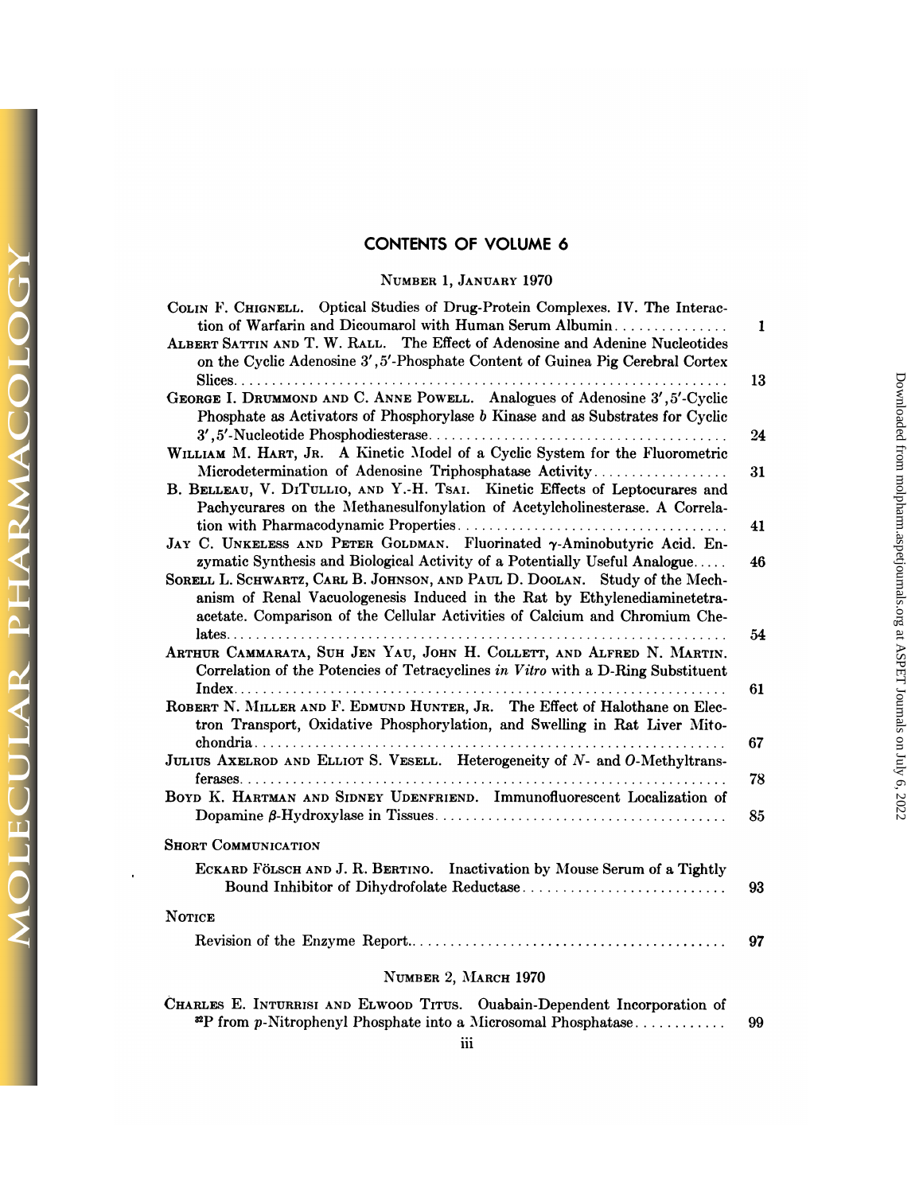# CONTENTS OF VOLUME 6

## NUMBER 1, JANUARY 1970

COLIN F. CHIGNELL. Optical Studies of Drug-Protein Complexes. IV. The Interaction of Warfarin and Dicoumarol with Human Serum Albumin ..... 1

ALBERT SATTIN AND T. W. RALL. The Effect of Adenosine and Adenine Nucleotides on the Cyclic Adenosine 3′,5′-Phosphate Content of Guinea Pig Cerebral Cortex Slices ..... 13

GEORGE I. DRUMMOND AND C. ANNE POWELL. Analogues of Adenosine 3′,5′-Cyclic Phosphate as Activators of Phosphorylase *b* Kinase and as Substrates for Cyclic 3′,5′-Nucleotide Phosphodiesterase ..... 24

WILLIAM M. HART, JR. A Kinetic Model of a Cyclic System for the Fluorometric Microdetermination of Adenosine Triphosphatase Activity ..... 31

B. BELLEAU, V. DITULLIO, AND Y.-H. TSAI. Kinetic Effects of Leptocurares and Pachycurares on the Methanesulfonylation of Acetylcholinesterase. A Correlation with Pharmacodynamic Properties ..... 41

JAY C. UNKELESS AND PETER GOLDMAN. Fluorinated γ-Aminobutyric Acid. Enzymatic Synthesis and Biological Activity of a Potentially Useful Analogue ..... 46

SORELL L. SCHWARTZ, CARL B. JOHNSON, AND PAUL D. DOOLAN. Study of the Mechanism of Renal Vacuologenesis Induced in the Rat by Ethylenediaminetetraacetate. Comparison of the Cellular Activities of Calcium and Chromium Chelates ..... 54

ARTHUR CAMMARATA, SUH JEN YAU, JOHN H. COLLETT, AND ALFRED N. MARTIN. Correlation of the Potencies of Tetracyclines *in Vitro* with a D-Ring Substituent Index ..... 61

ROBERT N. MILLER AND F. EDMUND HUNTER, JR. The Effect of Halothane on Electron Transport, Oxidative Phosphorylation, and Swelling in Rat Liver Mitochondria ..... 67

JULIUS AXELROD AND ELLIOT S. VESELL. Heterogeneity of *N*- and *O*-Methyltransferases ..... 78

BOYD K. HARTMAN AND SIDNEY UDENFRIEND. Immunofluorescent Localization of Dopamine β-Hydroxylase in Tissues ..... 85

### SHORT COMMUNICATION

ECKARD FÖLSCH AND J. R. BERTINO. Inactivation by Mouse Serum of a Tightly Bound Inhibitor of Dihydrofolate Reductase ..... 93

### NOTICE

Revision of the Enzyme Report ..... 97

## NUMBER 2, MARCH 1970

CHARLES E. INTURRISI AND ELWOOD TITUS. Ouabain-Dependent Incorporation of $^{32}P$ from *p*-Nitrophenyl Phosphate into a Microsomal Phosphatase ..... 99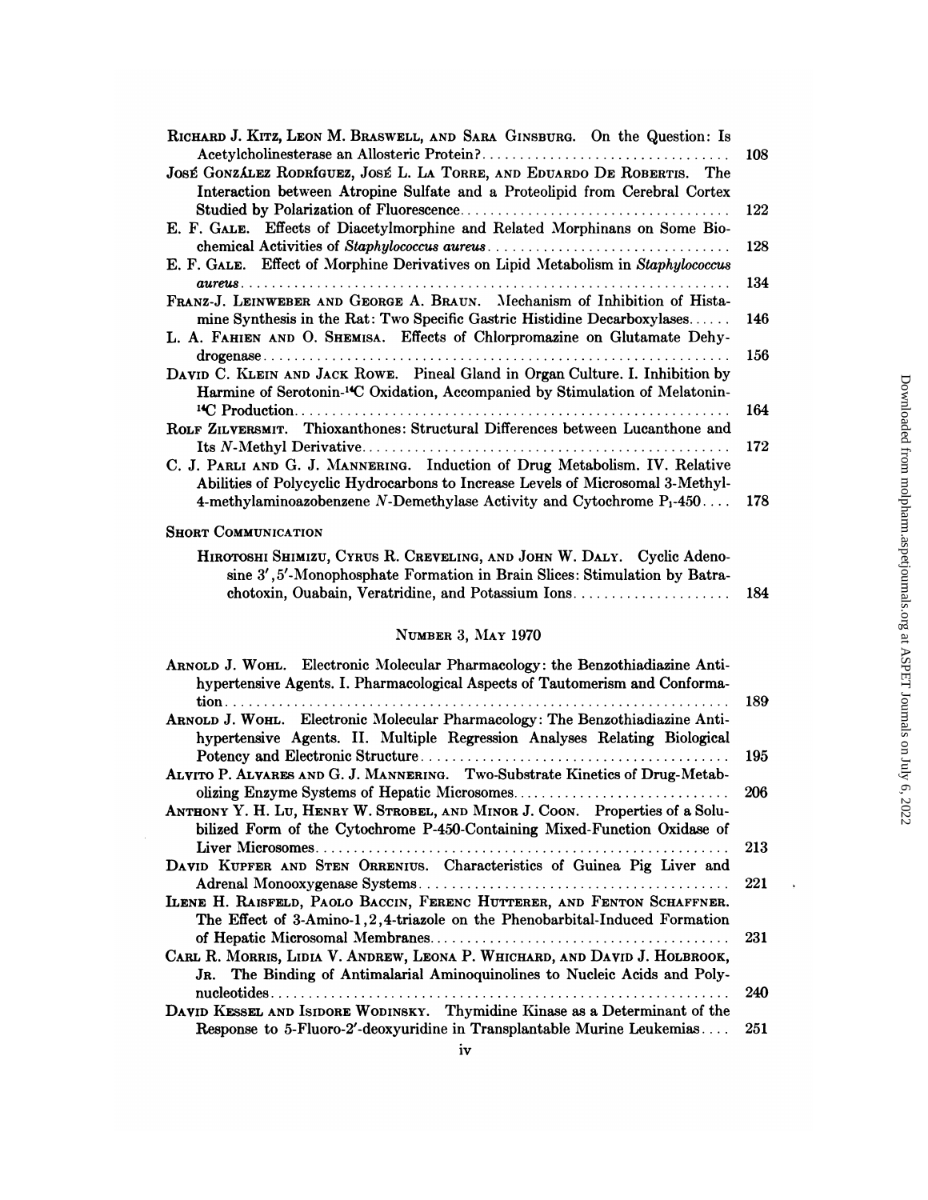Richard J. Kitz, Leon M. Braswell, and Sara Ginsburg. On the Question: Is Acetylcholinesterase an Allosteric Protein? .......... 108

José González Rodríguez, José L. La Torre, and Eduardo De Robertis. The Interaction between Atropine Sulfate and a Proteolipid from Cerebral Cortex Studied by Polarization of Fluorescence .......... 122

E. F. Gale. Effects of Diacetylmorphine and Related Morphinans on Some Biochemical Activities of *Staphylococcus aureus* .......... 128

E. F. Gale. Effect of Morphine Derivatives on Lipid Metabolism in *Staphylococcus aureus* .......... 134

Franz-J. Leinweber and George A. Braun. Mechanism of Inhibition of Histamine Synthesis in the Rat: Two Specific Gastric Histidine Decarboxylases .......... 146

L. A. Fahien and O. Shemisa. Effects of Chlorpromazine on Glutamate Dehydrogenase .......... 156

David C. Klein and Jack Rowe. Pineal Gland in Organ Culture. I. Inhibition by Harmine of Serotonin-$^{14}$C Oxidation, Accompanied by Stimulation of Melatonin-$^{14}$C Production .......... 164

Rolf Zilversmit. Thioxanthones: Structural Differences between Lucanthone and Its *N*-Methyl Derivative .......... 172

C. J. Parli and G. J. Mannering. Induction of Drug Metabolism. IV. Relative Abilities of Polycyclic Hydrocarbons to Increase Levels of Microsomal 3-Methyl-4-methylaminoazobenzene *N*-Demethylase Activity and Cytochrome $P_1$-450 .......... 178

## Short Communication

Hirotoshi Shimizu, Cyrus R. Creveling, and John W. Daly. Cyclic Adenosine 3′,5′-Monophosphate Formation in Brain Slices: Stimulation by Batrachotoxin, Ouabain, Veratridine, and Potassium Ions .......... 184

## Number 3, May 1970

Arnold J. Wohl. Electronic Molecular Pharmacology: the Benzothiadiazine Antihypertensive Agents. I. Pharmacological Aspects of Tautomerism and Conformation .......... 189

Arnold J. Wohl. Electronic Molecular Pharmacology: The Benzothiadiazine Antihypertensive Agents. II. Multiple Regression Analyses Relating Biological Potency and Electronic Structure .......... 195

Alvito P. Alvares and G. J. Mannering. Two-Substrate Kinetics of Drug-Metabolizing Enzyme Systems of Hepatic Microsomes .......... 206

Anthony Y. H. Lu, Henry W. Strobel, and Minor J. Coon. Properties of a Solubilized Form of the Cytochrome P-450-Containing Mixed-Function Oxidase of Liver Microsomes .......... 213

David Kupfer and Sten Orrenius. Characteristics of Guinea Pig Liver and Adrenal Monooxygenase Systems .......... 221

Ilene H. Raisfeld, Paolo Baccin, Ferenc Hutterer, and Fenton Schaffner. The Effect of 3-Amino-1,2,4-triazole on the Phenobarbital-Induced Formation of Hepatic Microsomal Membranes .......... 231

Carl R. Morris, Lidia V. Andrew, Leona P. Whichard, and David J. Holbrook, Jr. The Binding of Antimalarial Aminoquinolines to Nucleic Acids and Polynucleotides .......... 240

David Kessel and Isidore Wodinsky. Thymidine Kinase as a Determinant of the Response to 5-Fluoro-2′-deoxyuridine in Transplantable Murine Leukemias .......... 251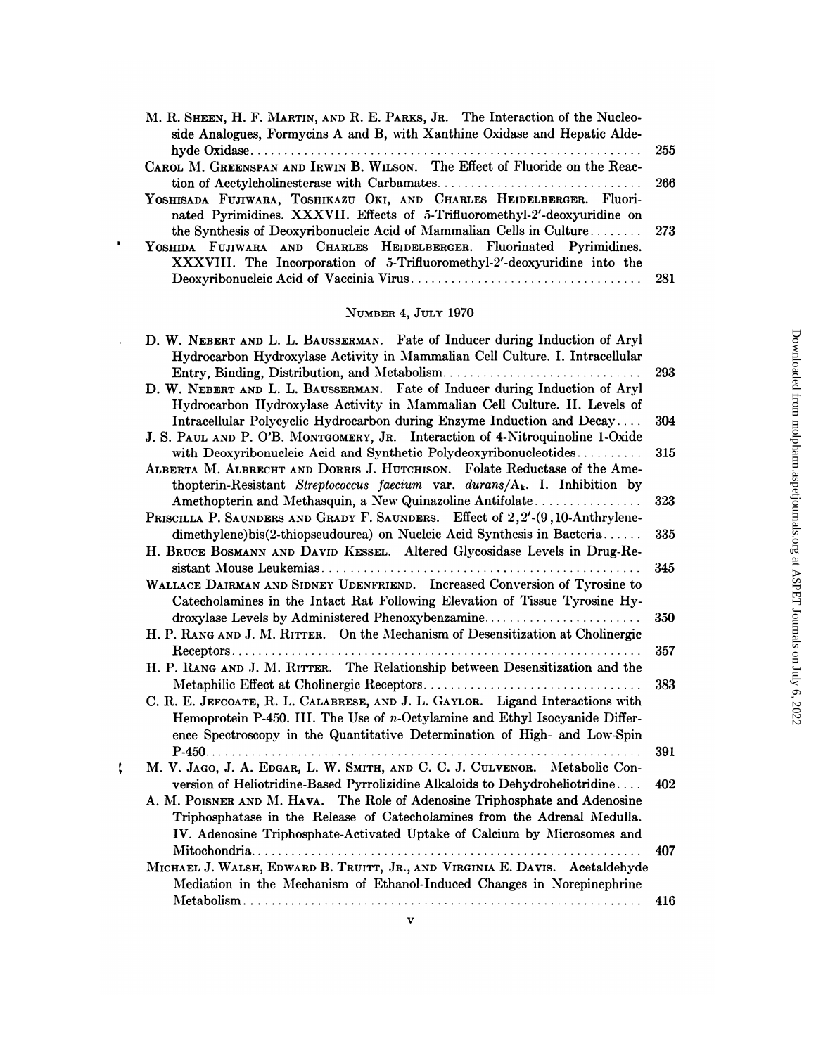M. R. Sheen, H. F. Martin, and R. E. Parks, Jr. The Interaction of the Nucleoside Analogues, Formycins A and B, with Xanthine Oxidase and Hepatic Aldehyde Oxidase .......... 255

Carol M. Greenspan and Irwin B. Wilson. The Effect of Fluoride on the Reaction of Acetylcholinesterase with Carbamates .......... 266

Yoshisada Fujiwara, Toshikazu Oki, and Charles Heidelberger. Fluorinated Pyrimidines. XXXVII. Effects of 5-Trifluoromethyl-2′-deoxyuridine on the Synthesis of Deoxyribonucleic Acid of Mammalian Cells in Culture .......... 273

Yoshida Fujiwara and Charles Heidelberger. Fluorinated Pyrimidines. XXXVIII. The Incorporation of 5-Trifluoromethyl-2′-deoxyuridine into the Deoxyribonucleic Acid of Vaccinia Virus .......... 281

## Number 4, July 1970

D. W. Nebert and L. L. Bausserman. Fate of Inducer during Induction of Aryl Hydrocarbon Hydroxylase Activity in Mammalian Cell Culture. I. Intracellular Entry, Binding, Distribution, and Metabolism .......... 293

D. W. Nebert and L. L. Bausserman. Fate of Inducer during Induction of Aryl Hydrocarbon Hydroxylase Activity in Mammalian Cell Culture. II. Levels of Intracellular Polycyclic Hydrocarbon during Enzyme Induction and Decay .......... 304

J. S. Paul and P. O'B. Montgomery, Jr. Interaction of 4-Nitroquinoline 1-Oxide with Deoxyribonucleic Acid and Synthetic Polydeoxyribonucleotides .......... 315

Alberta M. Albrecht and Dorris J. Hutchison. Folate Reductase of the Amethopterin-Resistant *Streptococcus faecium* var. *durans*/$A_k$. I. Inhibition by Amethopterin and Methasquin, a New Quinazoline Antifolate .......... 323

Priscilla P. Saunders and Grady F. Saunders. Effect of 2,2′-(9,10-Anthrylenedimethylene)bis(2-thiopseudourea) on Nucleic Acid Synthesis in Bacteria .......... 335

H. Bruce Bosmann and David Kessel. Altered Glycosidase Levels in Drug-Resistant Mouse Leukemias .......... 345

Wallace Dairman and Sidney Udenfriend. Increased Conversion of Tyrosine to Catecholamines in the Intact Rat Following Elevation of Tissue Tyrosine Hydroxylase Levels by Administered Phenoxybenzamine .......... 350

H. P. Rang and J. M. Ritter. On the Mechanism of Desensitization at Cholinergic Receptors .......... 357

H. P. Rang and J. M. Ritter. The Relationship between Desensitization and the Metaphilic Effect at Cholinergic Receptors .......... 383

C. R. E. Jefcoate, R. L. Calabrese, and J. L. Gaylor. Ligand Interactions with Hemoprotein P-450. III. The Use of *n*-Octylamine and Ethyl Isocyanide Difference Spectroscopy in the Quantitative Determination of High- and Low-Spin P-450 .......... 391

M. V. Jago, J. A. Edgar, L. W. Smith, and C. C. J. Culvenor. Metabolic Conversion of Heliotridine-Based Pyrrolizidine Alkaloids to Dehydroheliotridine .......... 402

A. M. Poisner and M. Hava. The Role of Adenosine Triphosphate and Adenosine Triphosphatase in the Release of Catecholamines from the Adrenal Medulla. IV. Adenosine Triphosphate-Activated Uptake of Calcium by Microsomes and Mitochondria .......... 407

Michael J. Walsh, Edward B. Truitt, Jr., and Virginia E. Davis. Acetaldehyde Mediation in the Mechanism of Ethanol-Induced Changes in Norepinephrine Metabolism .......... 416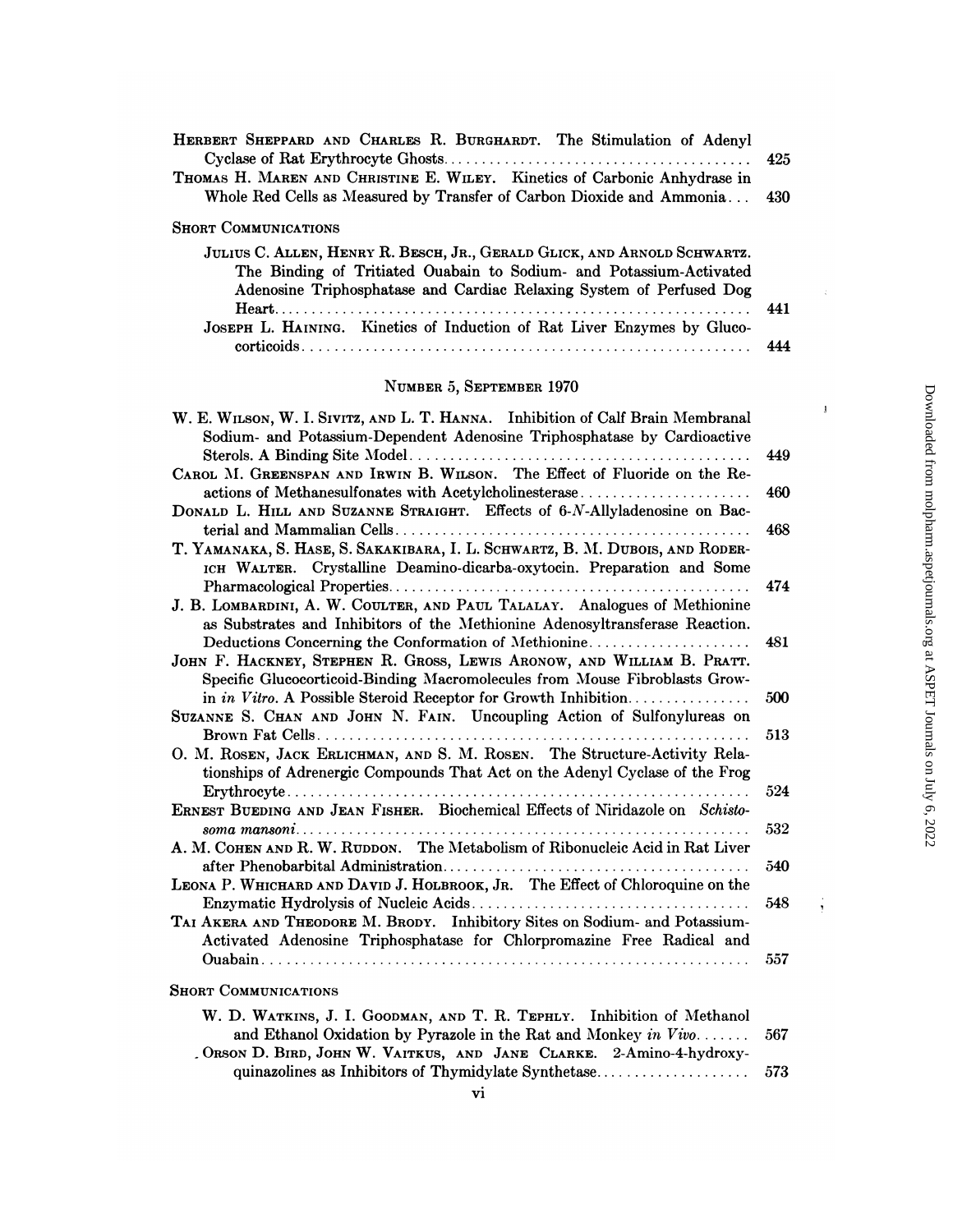HERBERT SHEPPARD AND CHARLES R. BURGHARDT. The Stimulation of Adenyl Cyclase of Rat Erythrocyte Ghosts .......... 425

THOMAS H. MAREN AND CHRISTINE E. WILEY. Kinetics of Carbonic Anhydrase in Whole Red Cells as Measured by Transfer of Carbon Dioxide and Ammonia... 430

SHORT COMMUNICATIONS

JULIUS C. ALLEN, HENRY R. BESCH, JR., GERALD GLICK, AND ARNOLD SCHWARTZ. The Binding of Tritiated Ouabain to Sodium- and Potassium-Activated Adenosine Triphosphatase and Cardiac Relaxing System of Perfused Dog Heart .......... 441

JOSEPH L. HAINING. Kinetics of Induction of Rat Liver Enzymes by Glucocorticoids .......... 444

## NUMBER 5, SEPTEMBER 1970

W. E. WILSON, W. I. SIVITZ, AND L. T. HANNA. Inhibition of Calf Brain Membranal Sodium- and Potassium-Dependent Adenosine Triphosphatase by Cardioactive Sterols. A Binding Site Model .......... 449

CAROL M. GREENSPAN AND IRWIN B. WILSON. The Effect of Fluoride on the Reactions of Methanesulfonates with Acetylcholinesterase .......... 460

DONALD L. HILL AND SUZANNE STRAIGHT. Effects of 6-*N*-Allyladenosine on Bacterial and Mammalian Cells .......... 468

T. YAMANAKA, S. HASE, S. SAKAKIBARA, I. L. SCHWARTZ, B. M. DUBOIS, AND RODERICH WALTER. Crystalline Deamino-dicarba-oxytocin. Preparation and Some Pharmacological Properties .......... 474

J. B. LOMBARDINI, A. W. COULTER, AND PAUL TALALAY. Analogues of Methionine as Substrates and Inhibitors of the Methionine Adenosyltransferase Reaction. Deductions Concerning the Conformation of Methionine .......... 481

JOHN F. HACKNEY, STEPHEN R. GROSS, LEWIS ARONOW, AND WILLIAM B. PRATT. Specific Glucocorticoid-Binding Macromolecules from Mouse Fibroblasts Growin *in Vitro*. A Possible Steroid Receptor for Growth Inhibition .......... 500

SUZANNE S. CHAN AND JOHN N. FAIN. Uncoupling Action of Sulfonylureas on Brown Fat Cells .......... 513

O. M. ROSEN, JACK ERLICHMAN, AND S. M. ROSEN. The Structure-Activity Relationships of Adrenergic Compounds That Act on the Adenyl Cyclase of the Frog Erythrocyte .......... 524

ERNEST BUEDING AND JEAN FISHER. Biochemical Effects of Niridazole on *Schistosoma mansoni* .......... 532

A. M. COHEN AND R. W. RUDDON. The Metabolism of Ribonucleic Acid in Rat Liver after Phenobarbital Administration .......... 540

LEONA P. WHICHARD AND DAVID J. HOLBROOK, JR. The Effect of Chloroquine on the Enzymatic Hydrolysis of Nucleic Acids .......... 548

TAI AKERA AND THEODORE M. BRODY. Inhibitory Sites on Sodium- and Potassium-Activated Adenosine Triphosphatase for Chlorpromazine Free Radical and Ouabain .......... 557

SHORT COMMUNICATIONS

W. D. WATKINS, J. I. GOODMAN, AND T. R. TEPHLY. Inhibition of Methanol and Ethanol Oxidation by Pyrazole in the Rat and Monkey *in Vivo* .......... 567

ORSON D. BIRD, JOHN W. VAITKUS, AND JANE CLARKE. 2-Amino-4-hydroxyquinazolines as Inhibitors of Thymidylate Synthetase .......... 573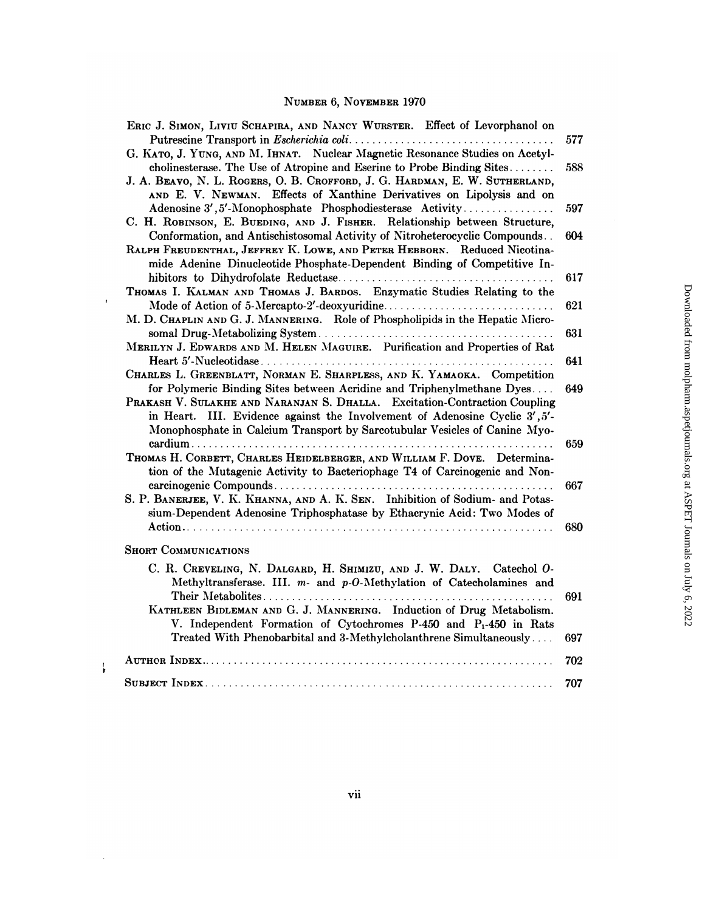## Number 6, November 1970

Eric J. Simon, Liviu Schapira, and Nancy Wurster. Effect of Levorphanol on Putrescine Transport in *Escherichia coli* .... 577

G. Kato, J. Yung, and M. Ihnat. Nuclear Magnetic Resonance Studies on Acetylcholinesterase. The Use of Atropine and Eserine to Probe Binding Sites .... 588

J. A. Beavo, N. L. Rogers, O. B. Crofford, J. G. Hardman, E. W. Sutherland, and E. V. Newman. Effects of Xanthine Derivatives on Lipolysis and on Adenosine 3′,5′-Monophosphate Phosphodiesterase Activity .... 597

C. H. Robinson, E. Bueding, and J. Fisher. Relationship between Structure, Conformation, and Antischistosomal Activity of Nitroheterocyclic Compounds .... 604

Ralph Freudenthal, Jeffrey K. Lowe, and Peter Hebborn. Reduced Nicotinamide Adenine Dinucleotide Phosphate-Dependent Binding of Competitive Inhibitors to Dihydrofolate Reductase .... 617

Thomas I. Kalman and Thomas J. Bardos. Enzymatic Studies Relating to the Mode of Action of 5-Mercapto-2′-deoxyuridine .... 621

M. D. Chaplin and G. J. Mannering. Role of Phospholipids in the Hepatic Microsomal Drug-Metabolizing System .... 631

Merilyn J. Edwards and M. Helen Maguire. Purification and Properties of Rat Heart 5′-Nucleotidase .... 641

Charles L. Greenblatt, Norman E. Sharpless, and K. Yamaoka. Competition for Polymeric Binding Sites between Acridine and Triphenylmethane Dyes .... 649

Prakash V. Sulakhe and Naranjan S. Dhalla. Excitation-Contraction Coupling in Heart. III. Evidence against the Involvement of Adenosine Cyclic 3′,5′-Monophosphate in Calcium Transport by Sarcotubular Vesicles of Canine Myocardium .... 659

Thomas H. Corbett, Charles Heidelberger, and William F. Dove. Determination of the Mutagenic Activity to Bacteriophage T4 of Carcinogenic and Noncarcinogenic Compounds .... 667

S. P. Banerjee, V. K. Khanna, and A. K. Sen. Inhibition of Sodium- and Potassium-Dependent Adenosine Triphosphatase by Ethacrynic Acid: Two Modes of Action .... 680

### Short Communications

C. R. Creveling, N. Dalgard, H. Shimizu, and J. W. Daly. Catechol *O*-Methyltransferase. III. *m*- and *p*-*O*-Methylation of Catecholamines and Their Metabolites .... 691

Kathleen Bidleman and G. J. Mannering. Induction of Drug Metabolism. V. Independent Formation of Cytochromes P-450 and $P_1$-450 in Rats Treated With Phenobarbital and 3-Methylcholanthrene Simultaneously .... 697

Author Index .... 702

Subject Index .... 707